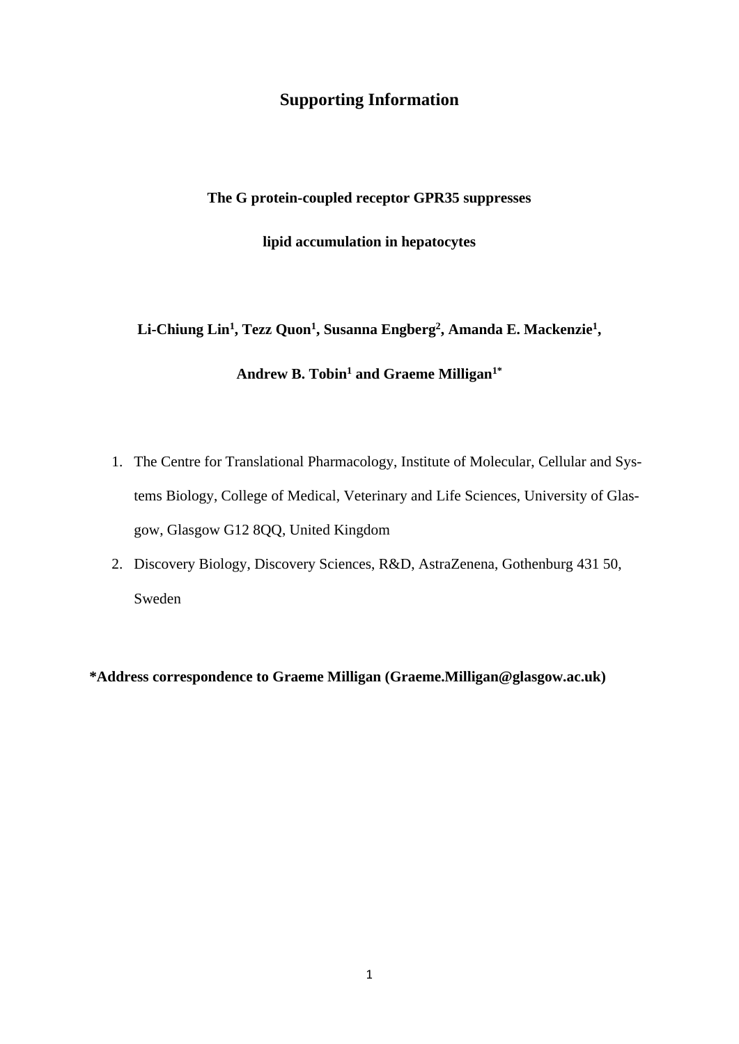# Supporting Information

**The G protein-coupled receptor GPR35 suppresses**

**lipid accumulation in hepatocytes**

**Li-Chiung Lin[1], Tezz Quon[1], Susanna Engberg[2], Amanda E. Mackenzie[1],**

**Andrew B. Tobin[1] and Graeme Milligan[1*]**

1. The Centre for Translational Pharmacology, Institute of Molecular, Cellular and Systems Biology, College of Medical, Veterinary and Life Sciences, University of Glasgow, Glasgow G12 8QQ, United Kingdom
2. Discovery Biology, Discovery Sciences, R&D, AstraZenena, Gothenburg 431 50, Sweden

**\*Address correspondence to Graeme Milligan (Graeme.Milligan@glasgow.ac.uk)**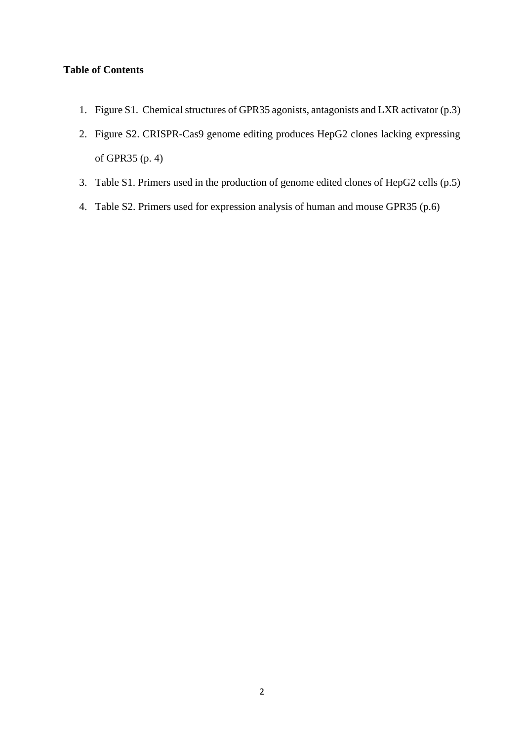**Table of Contents**

1. Figure S1. Chemical structures of GPR35 agonists, antagonists and LXR activator (p.3)
2. Figure S2. CRISPR-Cas9 genome editing produces HepG2 clones lacking expressing of GPR35 (p. 4)
3. Table S1. Primers used in the production of genome edited clones of HepG2 cells (p.5)
4. Table S2. Primers used for expression analysis of human and mouse GPR35 (p.6)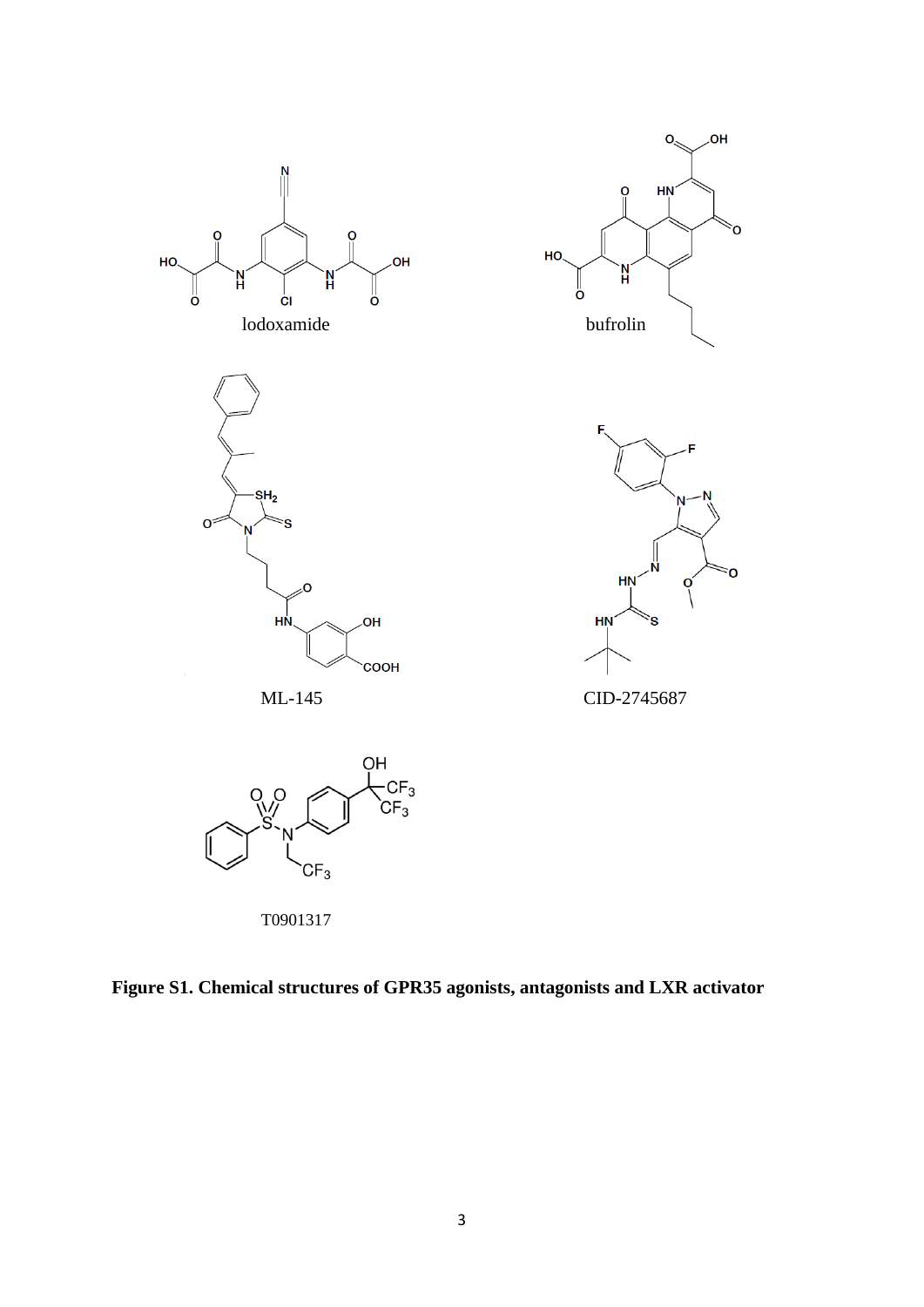lodoxamide

bufrolin

ML-145

CID-2745687

T0901317

**Figure S1. Chemical structures of GPR35 agonists, antagonists and LXR activator**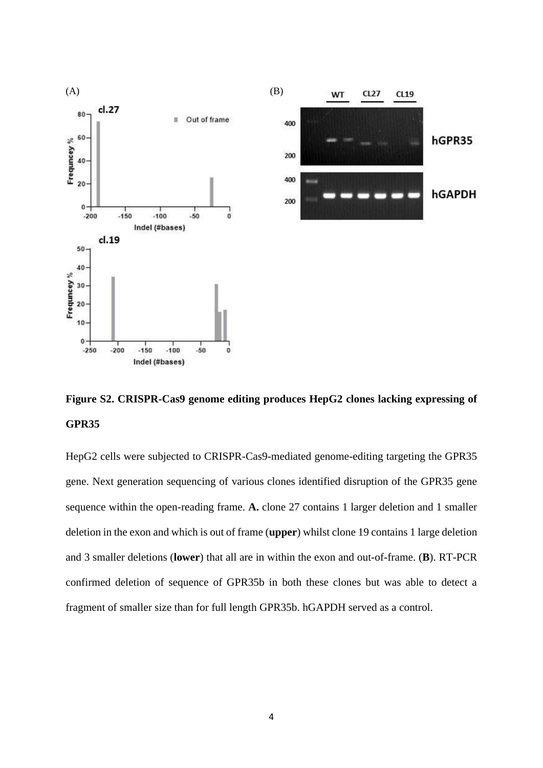**Figure S2. CRISPR-Cas9 genome editing produces HepG2 clones lacking expressing of GPR35**

HepG2 cells were subjected to CRISPR-Cas9-mediated genome-editing targeting the GPR35 gene. Next generation sequencing of various clones identified disruption of the GPR35 gene sequence within the open-reading frame. **A.** clone 27 contains 1 larger deletion and 1 smaller deletion in the exon and which is out of frame (**upper**) whilst clone 19 contains 1 large deletion and 3 smaller deletions (**lower**) that all are in within the exon and out-of-frame. (**B**). RT-PCR confirmed deletion of sequence of GPR35b in both these clones but was able to detect a fragment of smaller size than for full length GPR35b. hGAPDH served as a control.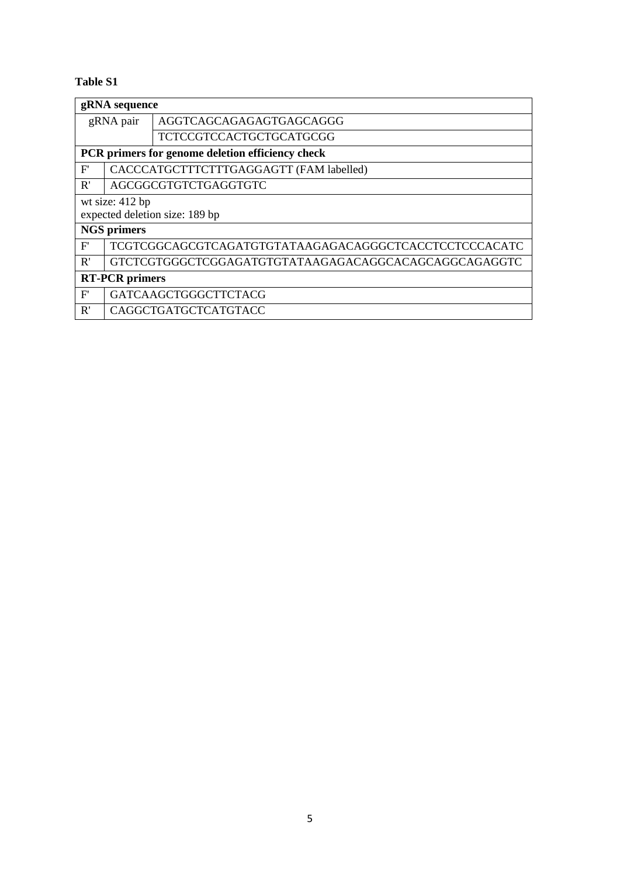**Table S1**

| gRNA sequence | |
|---|---|
| gRNA pair | AGGTCAGCAGAGAGTGAGCAGGG |
| | TCTCCGTCCACTGCTGCATGCGG |
| **PCR primers for genome deletion efficiency check** | |
| F' | CACCCATGCTTTCTTTGAGGAGTT (FAM labelled) |
| R' | AGCGGCGTGTCTGAGGTGTC |
| wt size: 412 bp<br>expected deletion size: 189 bp | |
| **NGS primers** | |
| F' | TCGTCGGCAGCGTCAGATGTGTATAAGAGACAGGGCTCACCTCCTCCCACATC |
| R' | GTCTCGTGGGCTCGGAGATGTGTATAAGAGACAGGCACAGCAGGCAGAGGTC |
| **RT-PCR primers** | |
| F' | GATCAAGCTGGGCTTCTACG |
| R' | CAGGCTGATGCTCATGTACC |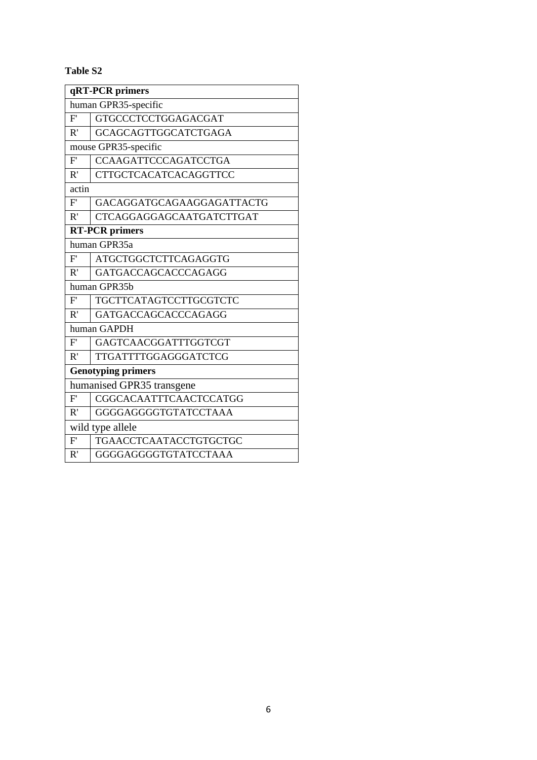**Table S2**

| | |
|---|---|
| **qRT-PCR primers** | |
| human GPR35-specific | |
| F' | GTGCCCTCCTGGAGACGAT |
| R' | GCAGCAGTTGGCATCTGAGA |
| mouse GPR35-specific | |
| F' | CCAAGATTCCCAGATCCTGA |
| R' | CTTGCTCACATCACAGGTTCC |
| actin | |
| F' | GACAGGATGCAGAAGGAGATTACTG |
| R' | CTCAGGAGGAGCAATGATCTTGAT |
| **RT-PCR primers** | |
| human GPR35a | |
| F' | ATGCTGGCTCTTCAGAGGTG |
| R' | GATGACCAGCACCCAGAGG |
| human GPR35b | |
| F' | TGCTTCATAGTCCTTGCGTCTC |
| R' | GATGACCAGCACCCAGAGG |
| human GAPDH | |
| F' | GAGTCAACGGATTTGGTCGT |
| R' | TTGATTTTGGAGGGATCTCG |
| **Genotyping primers** | |
| humanised GPR35 transgene | |
| F' | CGGCACAATTTCAACTCCATGG |
| R' | GGGGAGGGGTGTATCCTAAA |
| wild type allele | |
| F' | TGAACCTCAATACCTGTGCTGC |
| R' | GGGGAGGGGTGTATCCTAAA |